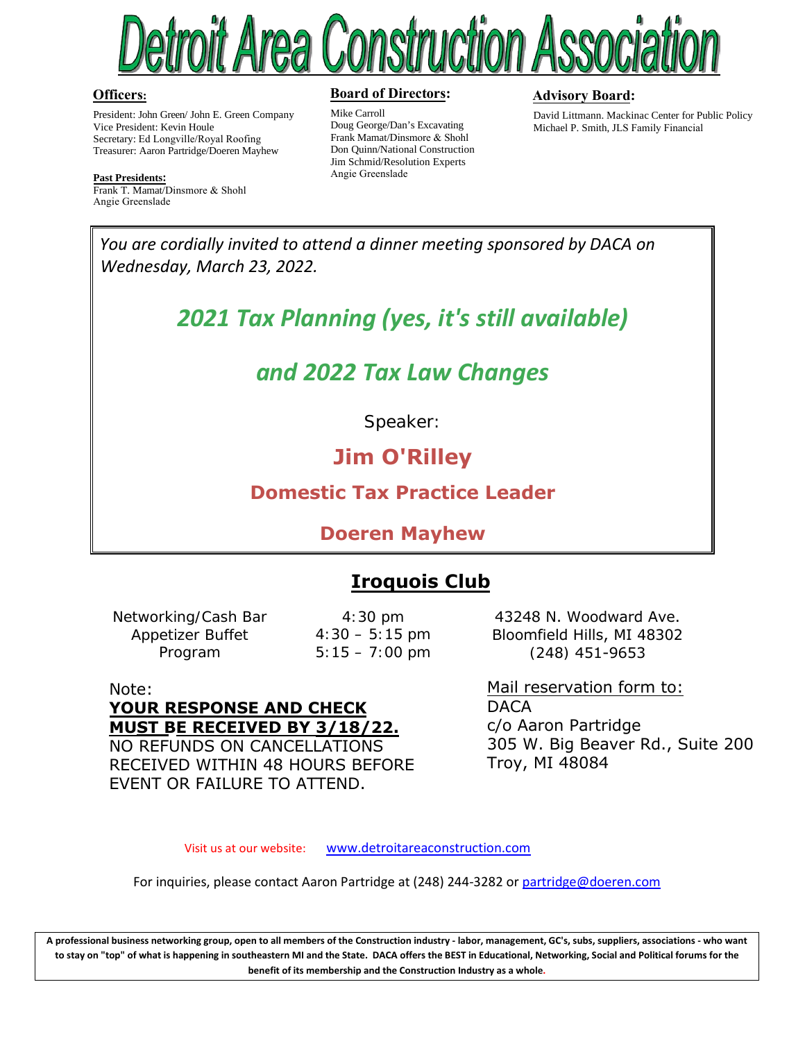# Detroit Area Construction Association

**Officers:**

President: John Green/ John E. Green Company
Vice President: Kevin Houle
Secretary: Ed Longville/Royal Roofing
Treasurer: Aaron Partridge/Doeren Mayhew

**Past Presidents:**
Frank T. Mamat/Dinsmore & Shohl
Angie Greenslade

**Board of Directors:**

Mike Carroll
Doug George/Dan's Excavating
Frank Mamat/Dinsmore & Shohl
Don Quinn/National Construction
Jim Schmid/Resolution Experts
Angie Greenslade

**Advisory Board:**

David Littmann. Mackinac Center for Public Policy
Michael P. Smith, JLS Family Financial

*You are cordially invited to attend a dinner meeting sponsored by DACA on Wednesday, March 23, 2022.*

## *2021 Tax Planning (yes, it's still available)*

## *and 2022 Tax Law Changes*

Speaker:

## Jim O'Rilley

### Domestic Tax Practice Leader

### Doeren Mayhew

## Iroquois Club

| | |
|---|---|
| Networking/Cash Bar | 4:30 pm |
| Appetizer Buffet | 4:30 – 5:15 pm |
| Program | 5:15 – 7:00 pm |

43248 N. Woodward Ave.
Bloomfield Hills, MI 48302
(248) 451-9653

Note:
**YOUR RESPONSE AND CHECK MUST BE RECEIVED BY 3/18/22.**
NO REFUNDS ON CANCELLATIONS RECEIVED WITHIN 48 HOURS BEFORE EVENT OR FAILURE TO ATTEND.

Mail reservation form to:
DACA
c/o Aaron Partridge
305 W. Big Beaver Rd., Suite 200
Troy, MI 48084

Visit us at our website: www.detroitareaconstruction.com

For inquiries, please contact Aaron Partridge at (248) 244-3282 or partridge@doeren.com

**A professional business networking group, open to all members of the Construction industry - labor, management, GC's, subs, suppliers, associations - who want to stay on "top" of what is happening in southeastern MI and the State. DACA offers the BEST in Educational, Networking, Social and Political forums for the benefit of its membership and the Construction Industry as a whole.**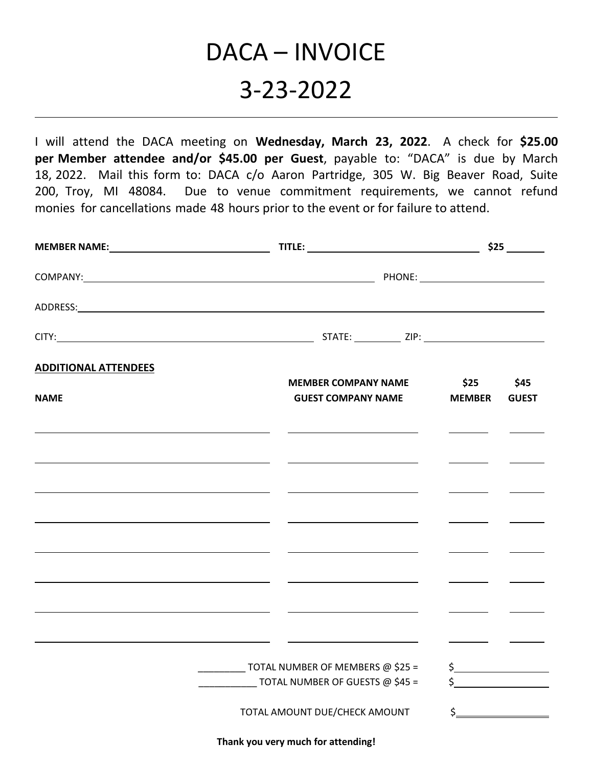# DACA – INVOICE

# 3-23-2022

---

I will attend the DACA meeting on **Wednesday, March 23, 2022**. A check for **$25.00 per Member attendee and/or $45.00 per Guest**, payable to: "DACA" is due by March 18, 2022. Mail this form to: DACA c/o Aaron Partridge, 305 W. Big Beaver Road, Suite 200, Troy, MI 48084. Due to venue commitment requirements, we cannot refund monies for cancellations made 48 hours prior to the event or for failure to attend.

**MEMBER NAME:** ______________________ **TITLE:** ______________________ **$25** ______

COMPANY: ______________________________________ PHONE: ____________________

ADDRESS: ________________________________________________________________

CITY: ______________________________ STATE: ________ ZIP: ____________________

**ADDITIONAL ATTENDEES**

| NAME | MEMBER COMPANY NAME<br>GUEST COMPANY NAME | $25<br>MEMBER | $45<br>GUEST |
|---|---|---|---|
| | | | |
| | | | |
| | | | |
| | | | |
| | | | |
| | | | |
| | | | |
| | | | |

_________ TOTAL NUMBER OF MEMBERS @ $25 = $__________________

___________ TOTAL NUMBER OF GUESTS @ $45 = $__________________

TOTAL AMOUNT DUE/CHECK AMOUNT $__________________

**Thank you very much for attending!**